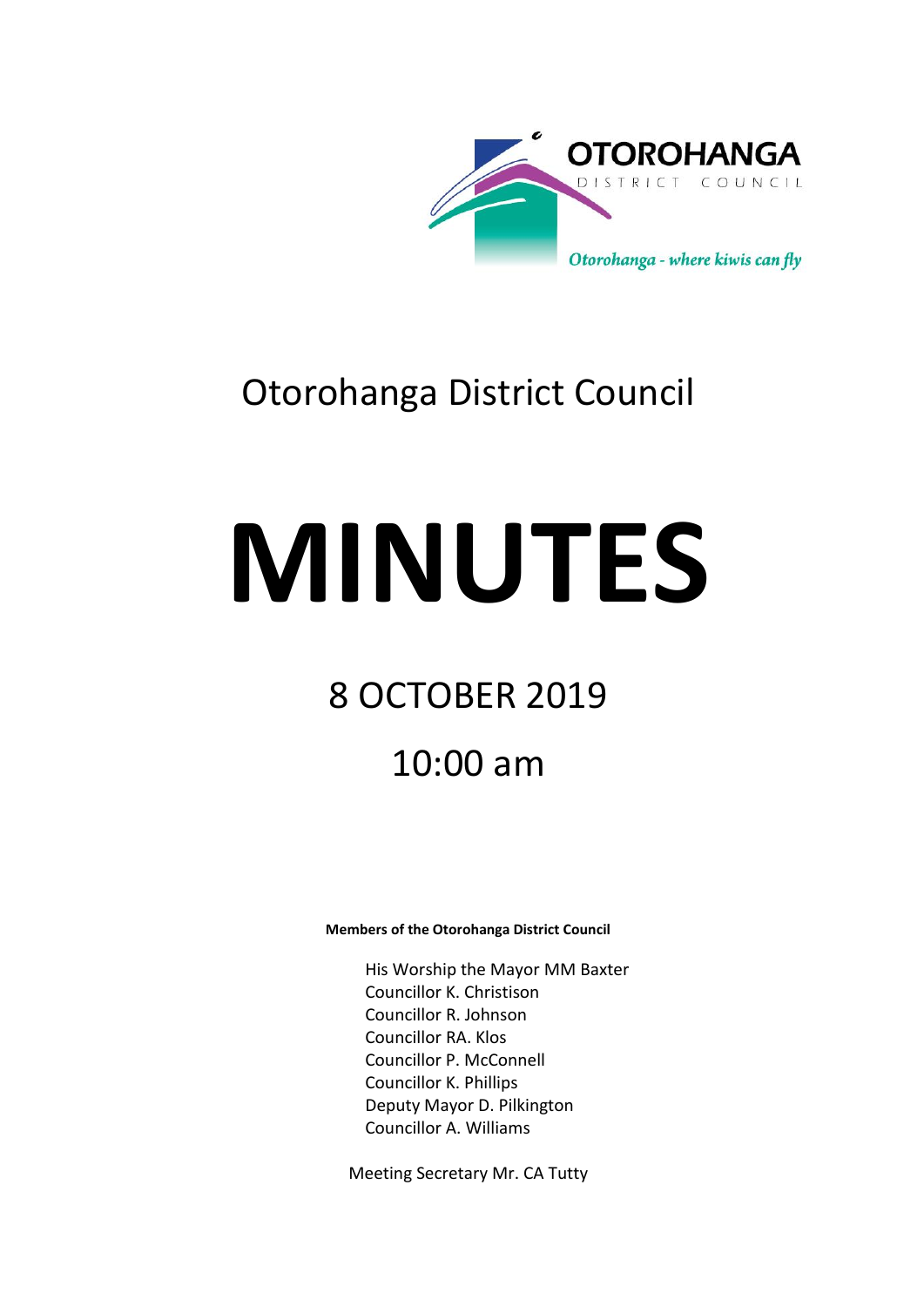OTOROHANGA DISTRICT COUNCIL

*Otorohanga - where kiwis can fly*

Otorohanga District Council

# MINUTES

8 OCTOBER 2019

10:00 am

**Members of the Otorohanga District Council**

His Worship the Mayor MM Baxter
Councillor K. Christison
Councillor R. Johnson
Councillor RA. Klos
Councillor P. McConnell
Councillor K. Phillips
Deputy Mayor D. Pilkington
Councillor A. Williams

Meeting Secretary Mr. CA Tutty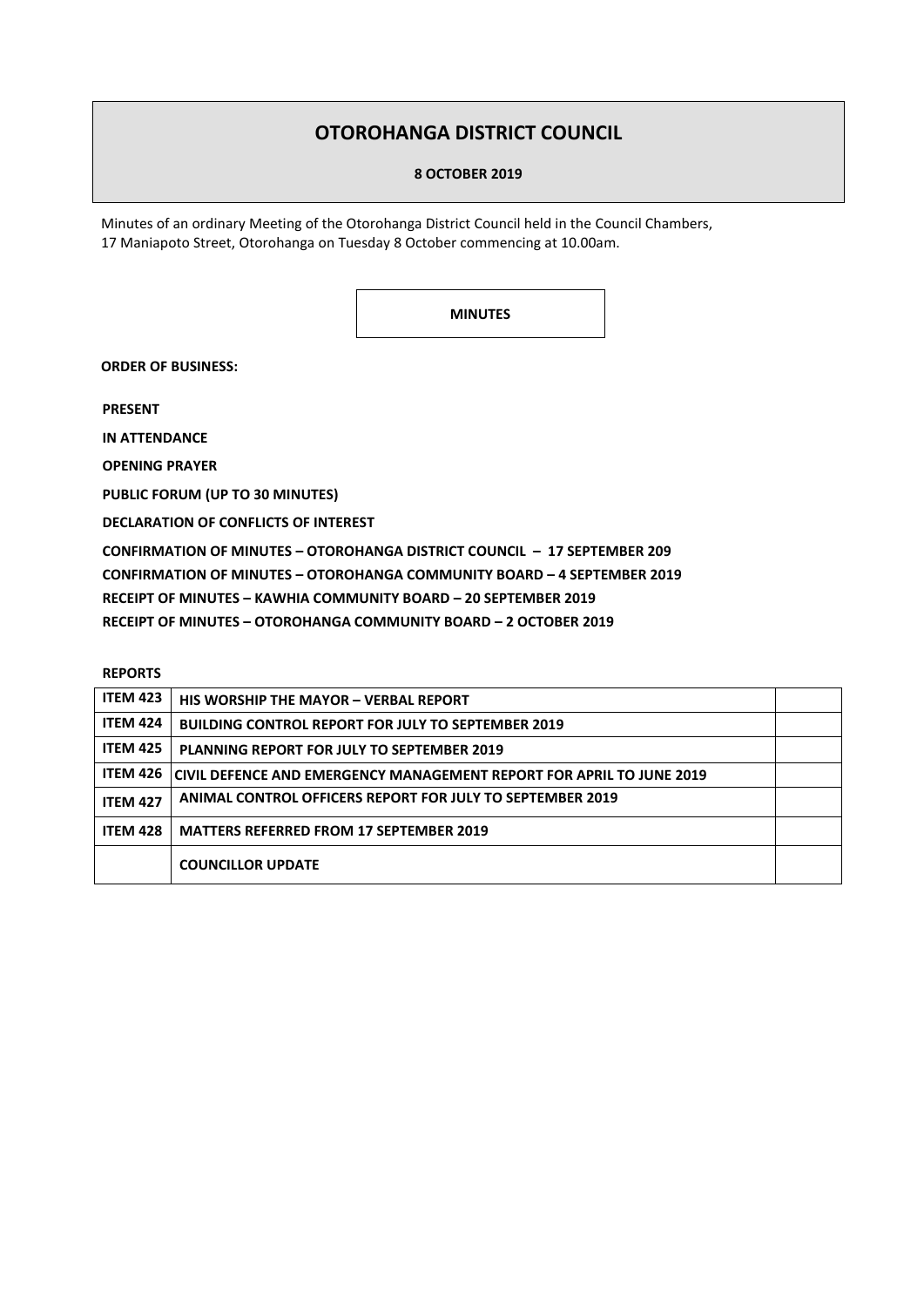# OTOROHANGA DISTRICT COUNCIL

**8 OCTOBER 2019**

Minutes of an ordinary Meeting of the Otorohanga District Council held in the Council Chambers, 17 Maniapoto Street, Otorohanga on Tuesday 8 October commencing at 10.00am.

**MINUTES**

**ORDER OF BUSINESS:**

**PRESENT**

**IN ATTENDANCE**

**OPENING PRAYER**

**PUBLIC FORUM (UP TO 30 MINUTES)**

**DECLARATION OF CONFLICTS OF INTEREST**

**CONFIRMATION OF MINUTES – OTOROHANGA DISTRICT COUNCIL – 17 SEPTEMBER 209**

**CONFIRMATION OF MINUTES – OTOROHANGA COMMUNITY BOARD – 4 SEPTEMBER 2019**

**RECEIPT OF MINUTES – KAWHIA COMMUNITY BOARD – 20 SEPTEMBER 2019**

**RECEIPT OF MINUTES – OTOROHANGA COMMUNITY BOARD – 2 OCTOBER 2019**

**REPORTS**

| | | |
|---|---|---|
| **ITEM 423** | **HIS WORSHIP THE MAYOR – VERBAL REPORT** | |
| **ITEM 424** | **BUILDING CONTROL REPORT FOR JULY TO SEPTEMBER 2019** | |
| **ITEM 425** | **PLANNING REPORT FOR JULY TO SEPTEMBER 2019** | |
| **ITEM 426** | **CIVIL DEFENCE AND EMERGENCY MANAGEMENT REPORT FOR APRIL TO JUNE 2019** | |
| **ITEM 427** | **ANIMAL CONTROL OFFICERS REPORT FOR JULY TO SEPTEMBER 2019** | |
| **ITEM 428** | **MATTERS REFERRED FROM 17 SEPTEMBER 2019** | |
| | **COUNCILLOR UPDATE** | |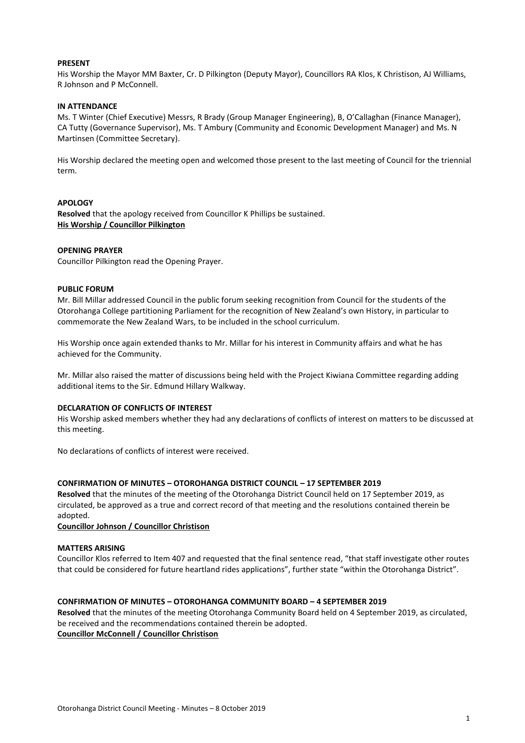**PRESENT**
His Worship the Mayor MM Baxter, Cr. D Pilkington (Deputy Mayor), Councillors RA Klos, K Christison, AJ Williams, R Johnson and P McConnell.

**IN ATTENDANCE**
Ms. T Winter (Chief Executive) Messrs, R Brady (Group Manager Engineering), B, O'Callaghan (Finance Manager), CA Tutty (Governance Supervisor), Ms. T Ambury (Community and Economic Development Manager) and Ms. N Martinsen (Committee Secretary).

His Worship declared the meeting open and welcomed those present to the last meeting of Council for the triennial term.

**APOLOGY**
**Resolved** that the apology received from Councillor K Phillips be sustained.
**His Worship / Councillor Pilkington**

**OPENING PRAYER**
Councillor Pilkington read the Opening Prayer.

**PUBLIC FORUM**
Mr. Bill Millar addressed Council in the public forum seeking recognition from Council for the students of the Otorohanga College partitioning Parliament for the recognition of New Zealand's own History, in particular to commemorate the New Zealand Wars, to be included in the school curriculum.

His Worship once again extended thanks to Mr. Millar for his interest in Community affairs and what he has achieved for the Community.

Mr. Millar also raised the matter of discussions being held with the Project Kiwiana Committee regarding adding additional items to the Sir. Edmund Hillary Walkway.

**DECLARATION OF CONFLICTS OF INTEREST**
His Worship asked members whether they had any declarations of conflicts of interest on matters to be discussed at this meeting.

No declarations of conflicts of interest were received.

**CONFIRMATION OF MINUTES – OTOROHANGA DISTRICT COUNCIL – 17 SEPTEMBER 2019**
**Resolved** that the minutes of the meeting of the Otorohanga District Council held on 17 September 2019, as circulated, be approved as a true and correct record of that meeting and the resolutions contained therein be adopted.
**Councillor Johnson / Councillor Christison**

**MATTERS ARISING**
Councillor Klos referred to Item 407 and requested that the final sentence read, "that staff investigate other routes that could be considered for future heartland rides applications", further state "within the Otorohanga District".

**CONFIRMATION OF MINUTES – OTOROHANGA COMMUNITY BOARD – 4 SEPTEMBER 2019**
**Resolved** that the minutes of the meeting Otorohanga Community Board held on 4 September 2019, as circulated, be received and the recommendations contained therein be adopted.
**Councillor McConnell / Councillor Christison**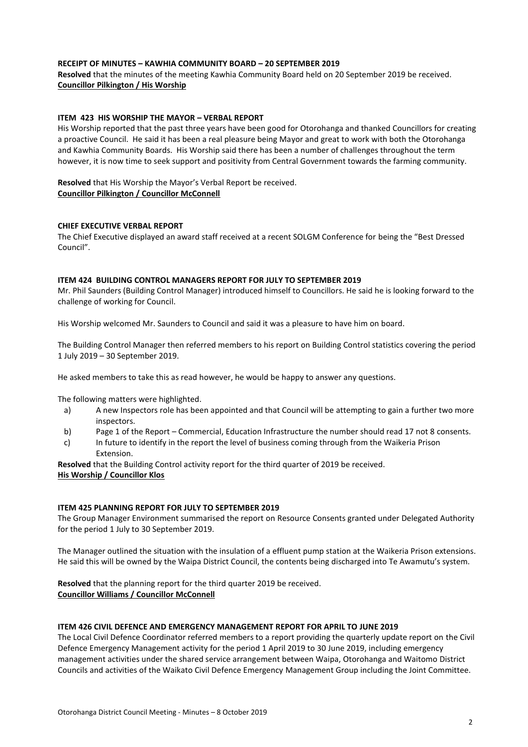**RECEIPT OF MINUTES – KAWHIA COMMUNITY BOARD – 20 SEPTEMBER 2019**

**Resolved** that the minutes of the meeting Kawhia Community Board held on 20 September 2019 be received.
**Councillor Pilkington / His Worship**

**ITEM 423 HIS WORSHIP THE MAYOR – VERBAL REPORT**

His Worship reported that the past three years have been good for Otorohanga and thanked Councillors for creating a proactive Council. He said it has been a real pleasure being Mayor and great to work with both the Otorohanga and Kawhia Community Boards. His Worship said there has been a number of challenges throughout the term however, it is now time to seek support and positivity from Central Government towards the farming community.

**Resolved** that His Worship the Mayor's Verbal Report be received.
**Councillor Pilkington / Councillor McConnell**

**CHIEF EXECUTIVE VERBAL REPORT**

The Chief Executive displayed an award staff received at a recent SOLGM Conference for being the "Best Dressed Council".

**ITEM 424 BUILDING CONTROL MANAGERS REPORT FOR JULY TO SEPTEMBER 2019**

Mr. Phil Saunders (Building Control Manager) introduced himself to Councillors. He said he is looking forward to the challenge of working for Council.

His Worship welcomed Mr. Saunders to Council and said it was a pleasure to have him on board.

The Building Control Manager then referred members to his report on Building Control statistics covering the period 1 July 2019 – 30 September 2019.

He asked members to take this as read however, he would be happy to answer any questions.

The following matters were highlighted.

a) A new Inspectors role has been appointed and that Council will be attempting to gain a further two more inspectors.
b) Page 1 of the Report – Commercial, Education Infrastructure the number should read 17 not 8 consents.
c) In future to identify in the report the level of business coming through from the Waikeria Prison Extension.

**Resolved** that the Building Control activity report for the third quarter of 2019 be received.
**His Worship / Councillor Klos**

**ITEM 425 PLANNING REPORT FOR JULY TO SEPTEMBER 2019**

The Group Manager Environment summarised the report on Resource Consents granted under Delegated Authority for the period 1 July to 30 September 2019.

The Manager outlined the situation with the insulation of a effluent pump station at the Waikeria Prison extensions. He said this will be owned by the Waipa District Council, the contents being discharged into Te Awamutu's system.

**Resolved** that the planning report for the third quarter 2019 be received.
**Councillor Williams / Councillor McConnell**

**ITEM 426 CIVIL DEFENCE AND EMERGENCY MANAGEMENT REPORT FOR APRIL TO JUNE 2019**

The Local Civil Defence Coordinator referred members to a report providing the quarterly update report on the Civil Defence Emergency Management activity for the period 1 April 2019 to 30 June 2019, including emergency management activities under the shared service arrangement between Waipa, Otorohanga and Waitomo District Councils and activities of the Waikato Civil Defence Emergency Management Group including the Joint Committee.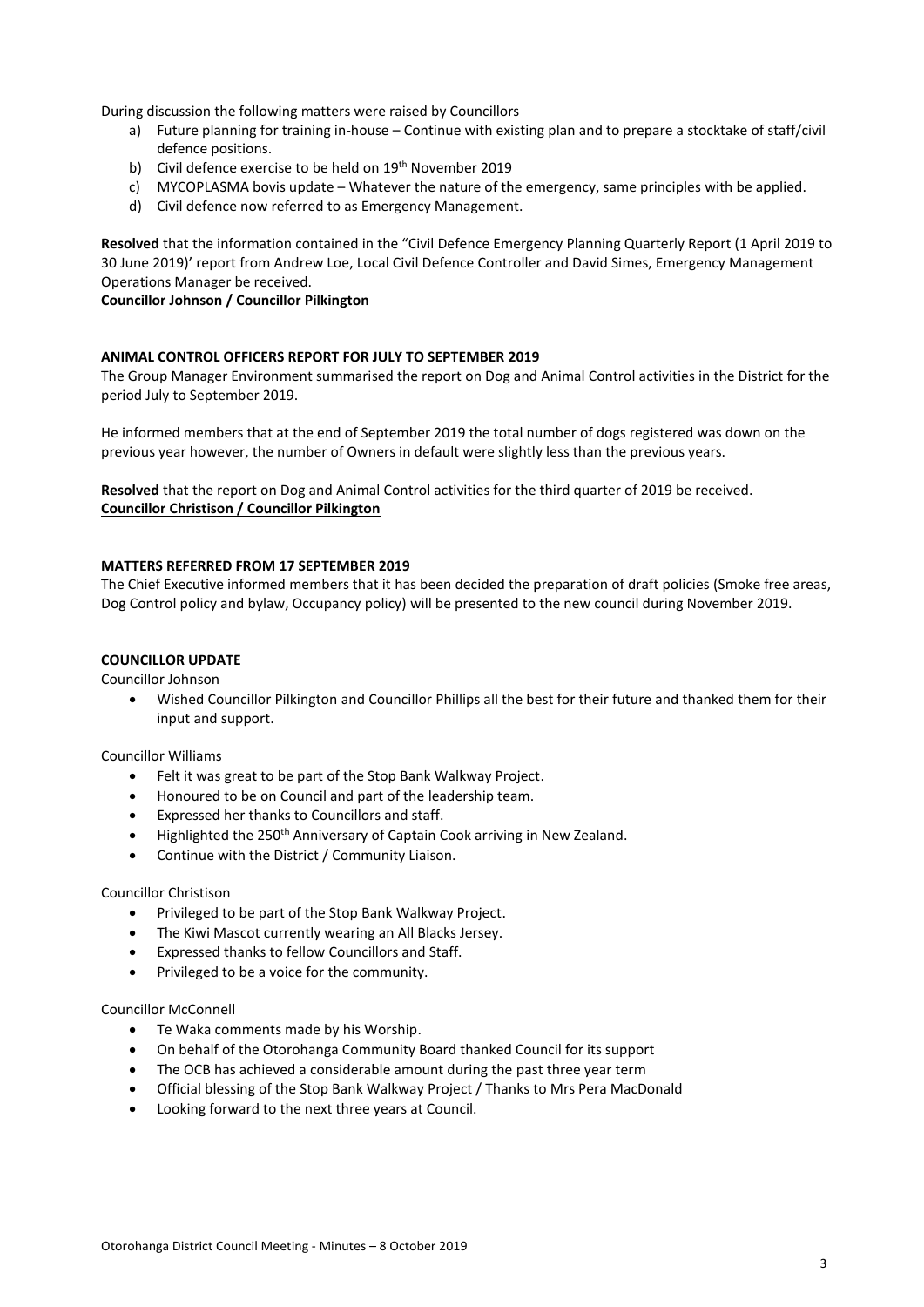During discussion the following matters were raised by Councillors

a) Future planning for training in-house – Continue with existing plan and to prepare a stocktake of staff/civil defence positions.
b) Civil defence exercise to be held on 19th November 2019
c) MYCOPLASMA bovis update – Whatever the nature of the emergency, same principles with be applied.
d) Civil defence now referred to as Emergency Management.

**Resolved** that the information contained in the "Civil Defence Emergency Planning Quarterly Report (1 April 2019 to 30 June 2019)' report from Andrew Loe, Local Civil Defence Controller and David Simes, Emergency Management Operations Manager be received.

**Councillor Johnson / Councillor Pilkington**

**ANIMAL CONTROL OFFICERS REPORT FOR JULY TO SEPTEMBER 2019**

The Group Manager Environment summarised the report on Dog and Animal Control activities in the District for the period July to September 2019.

He informed members that at the end of September 2019 the total number of dogs registered was down on the previous year however, the number of Owners in default were slightly less than the previous years.

**Resolved** that the report on Dog and Animal Control activities for the third quarter of 2019 be received.

**Councillor Christison / Councillor Pilkington**

**MATTERS REFERRED FROM 17 SEPTEMBER 2019**

The Chief Executive informed members that it has been decided the preparation of draft policies (Smoke free areas, Dog Control policy and bylaw, Occupancy policy) will be presented to the new council during November 2019.

**COUNCILLOR UPDATE**

Councillor Johnson

- Wished Councillor Pilkington and Councillor Phillips all the best for their future and thanked them for their input and support.

Councillor Williams

- Felt it was great to be part of the Stop Bank Walkway Project.
- Honoured to be on Council and part of the leadership team.
- Expressed her thanks to Councillors and staff.
- Highlighted the 250th Anniversary of Captain Cook arriving in New Zealand.
- Continue with the District / Community Liaison.

Councillor Christison

- Privileged to be part of the Stop Bank Walkway Project.
- The Kiwi Mascot currently wearing an All Blacks Jersey.
- Expressed thanks to fellow Councillors and Staff.
- Privileged to be a voice for the community.

Councillor McConnell

- Te Waka comments made by his Worship.
- On behalf of the Otorohanga Community Board thanked Council for its support
- The OCB has achieved a considerable amount during the past three year term
- Official blessing of the Stop Bank Walkway Project / Thanks to Mrs Pera MacDonald
- Looking forward to the next three years at Council.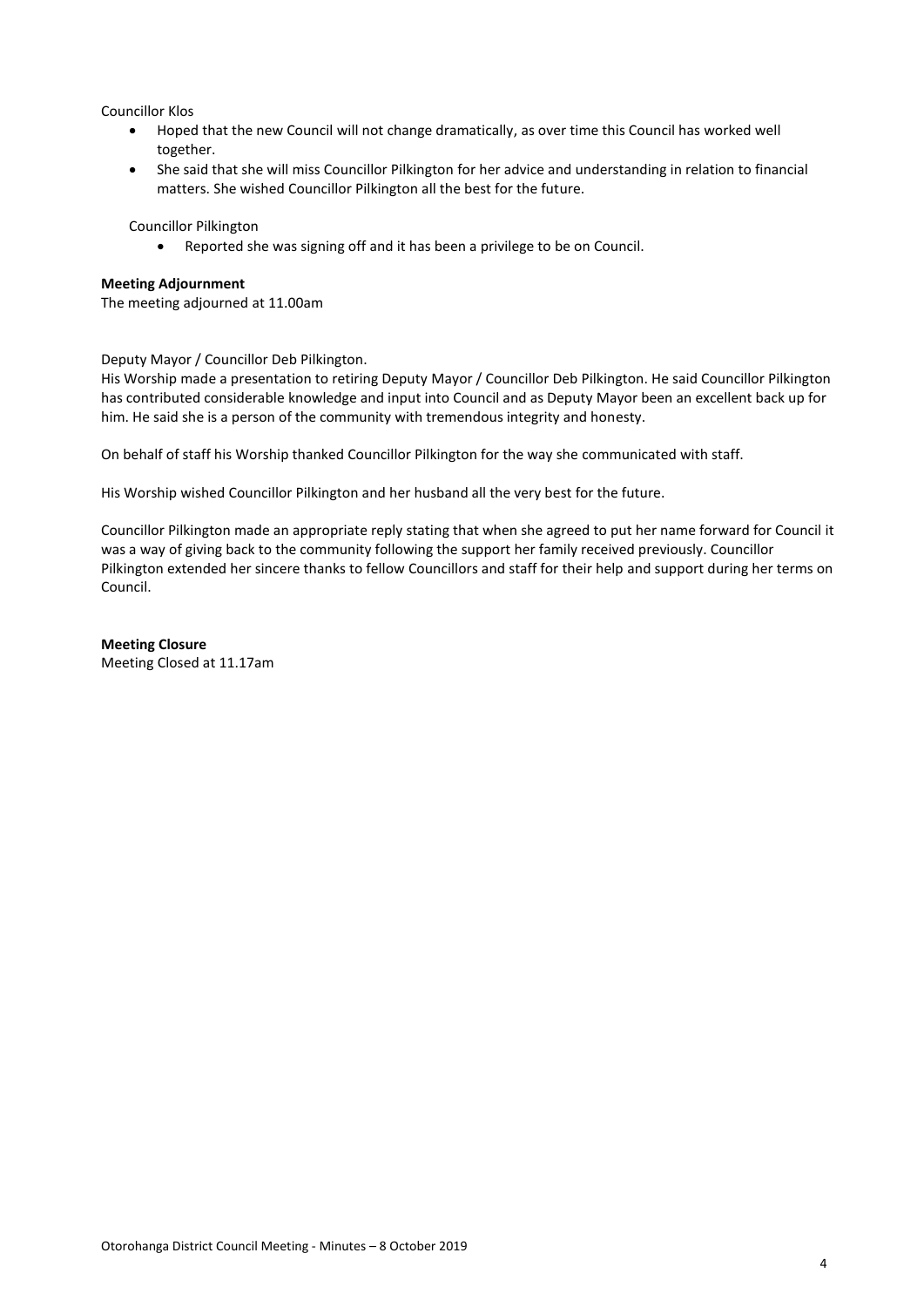Councillor Klos

- Hoped that the new Council will not change dramatically, as over time this Council has worked well together.
- She said that she will miss Councillor Pilkington for her advice and understanding in relation to financial matters. She wished Councillor Pilkington all the best for the future.

Councillor Pilkington

- Reported she was signing off and it has been a privilege to be on Council.

**Meeting Adjournment**
The meeting adjourned at 11.00am

Deputy Mayor / Councillor Deb Pilkington.
His Worship made a presentation to retiring Deputy Mayor / Councillor Deb Pilkington. He said Councillor Pilkington has contributed considerable knowledge and input into Council and as Deputy Mayor been an excellent back up for him. He said she is a person of the community with tremendous integrity and honesty.

On behalf of staff his Worship thanked Councillor Pilkington for the way she communicated with staff.

His Worship wished Councillor Pilkington and her husband all the very best for the future.

Councillor Pilkington made an appropriate reply stating that when she agreed to put her name forward for Council it was a way of giving back to the community following the support her family received previously. Councillor Pilkington extended her sincere thanks to fellow Councillors and staff for their help and support during her terms on Council.

**Meeting Closure**
Meeting Closed at 11.17am